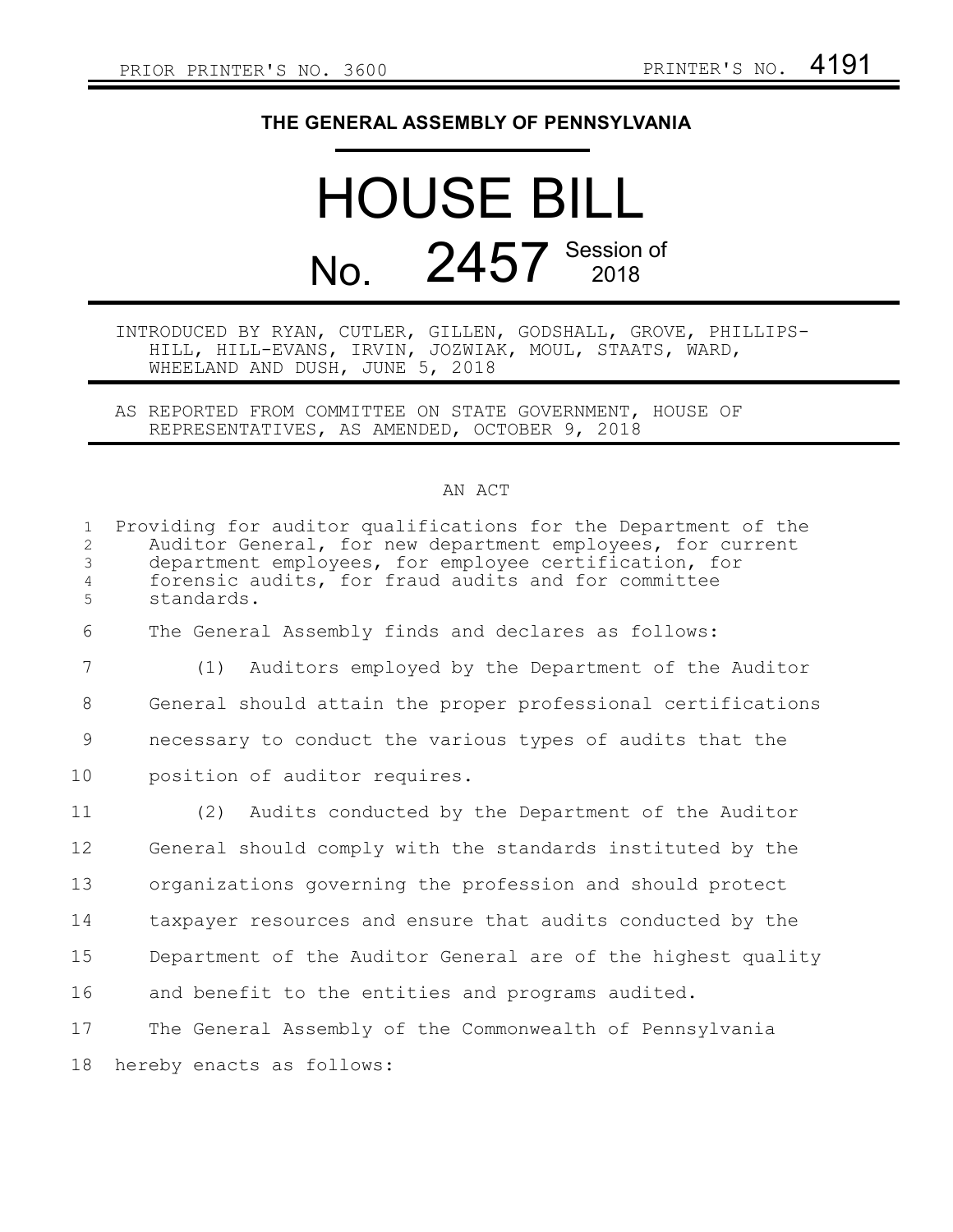PRIOR PRINTER'S NO. 3600 PRINTER'S NO. 4191

**THE GENERAL ASSEMBLY OF PENNSYLVANIA**

# HOUSE BILL

## No. 2457 Session of 2018

INTRODUCED BY RYAN, CUTLER, GILLEN, GODSHALL, GROVE, PHILLIPS-HILL, HILL-EVANS, IRVIN, JOZWIAK, MOUL, STAATS, WARD, WHEELAND AND DUSH, JUNE 5, 2018

AS REPORTED FROM COMMITTEE ON STATE GOVERNMENT, HOUSE OF REPRESENTATIVES, AS AMENDED, OCTOBER 9, 2018

AN ACT

Providing for auditor qualifications for the Department of the Auditor General, for new department employees, for current department employees, for employee certification, for forensic audits, for fraud audits and for committee standards.

The General Assembly finds and declares as follows:

(1) Auditors employed by the Department of the Auditor General should attain the proper professional certifications necessary to conduct the various types of audits that the position of auditor requires.

(2) Audits conducted by the Department of the Auditor General should comply with the standards instituted by the organizations governing the profession and should protect taxpayer resources and ensure that audits conducted by the Department of the Auditor General are of the highest quality and benefit to the entities and programs audited.

The General Assembly of the Commonwealth of Pennsylvania hereby enacts as follows: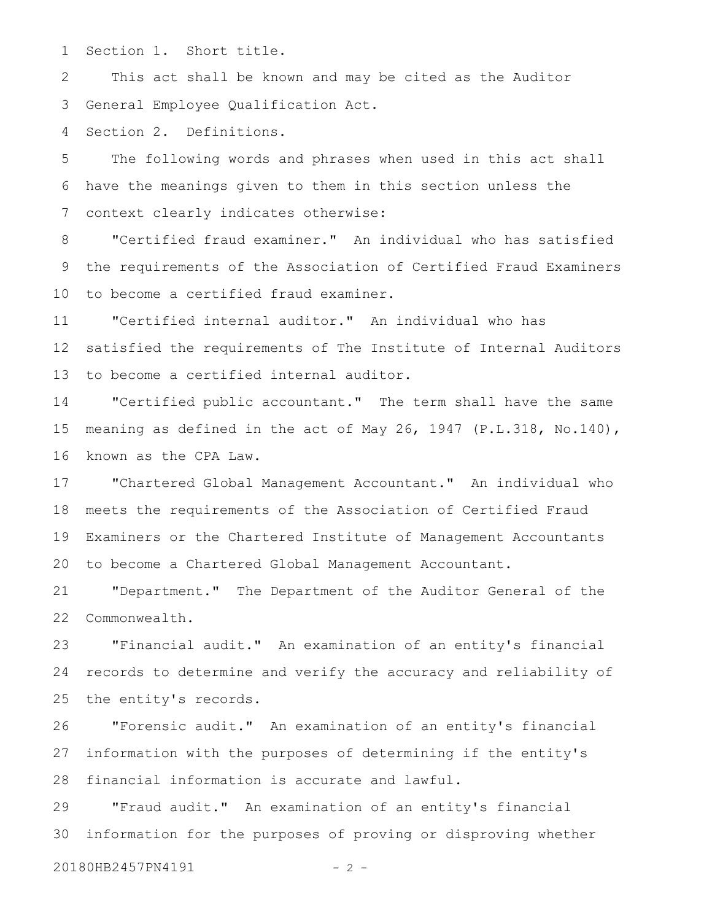Section 1. Short title.

This act shall be known and may be cited as the Auditor General Employee Qualification Act.

Section 2. Definitions.

The following words and phrases when used in this act shall have the meanings given to them in this section unless the context clearly indicates otherwise:

"Certified fraud examiner." An individual who has satisfied the requirements of the Association of Certified Fraud Examiners to become a certified fraud examiner.

"Certified internal auditor." An individual who has satisfied the requirements of The Institute of Internal Auditors to become a certified internal auditor.

"Certified public accountant." The term shall have the same meaning as defined in the act of May 26, 1947 (P.L.318, No.140), known as the CPA Law.

"Chartered Global Management Accountant." An individual who meets the requirements of the Association of Certified Fraud Examiners or the Chartered Institute of Management Accountants to become a Chartered Global Management Accountant.

"Department." The Department of the Auditor General of the Commonwealth.

"Financial audit." An examination of an entity's financial records to determine and verify the accuracy and reliability of the entity's records.

"Forensic audit." An examination of an entity's financial information with the purposes of determining if the entity's financial information is accurate and lawful.

"Fraud audit." An examination of an entity's financial information for the purposes of proving or disproving whether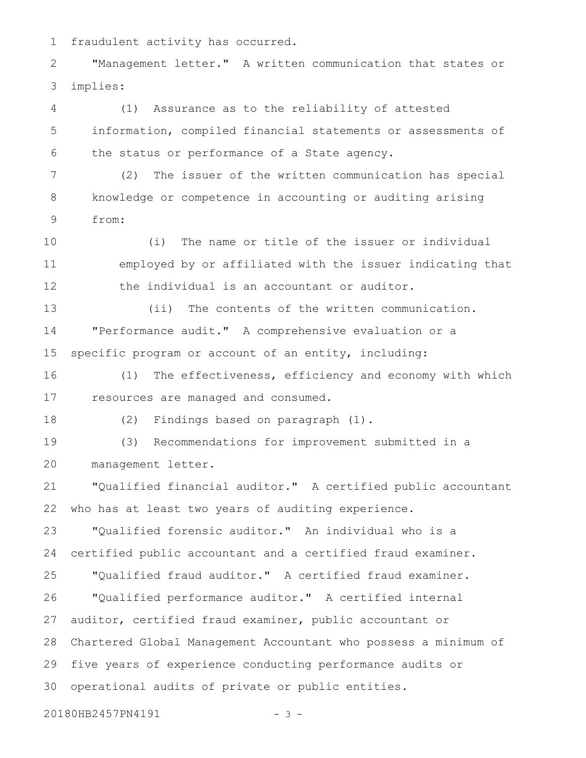fraudulent activity has occurred.

"Management letter." A written communication that states or implies:

(1) Assurance as to the reliability of attested information, compiled financial statements or assessments of the status or performance of a State agency.

(2) The issuer of the written communication has special knowledge or competence in accounting or auditing arising from:

(i) The name or title of the issuer or individual employed by or affiliated with the issuer indicating that the individual is an accountant or auditor.

(ii) The contents of the written communication.

"Performance audit." A comprehensive evaluation or a specific program or account of an entity, including:

(1) The effectiveness, efficiency and economy with which resources are managed and consumed.

(2) Findings based on paragraph (1).

(3) Recommendations for improvement submitted in a management letter.

"Qualified financial auditor." A certified public accountant who has at least two years of auditing experience.

"Qualified forensic auditor." An individual who is a certified public accountant and a certified fraud examiner.

"Qualified fraud auditor." A certified fraud examiner.

"Qualified performance auditor." A certified internal auditor, certified fraud examiner, public accountant or Chartered Global Management Accountant who possess a minimum of five years of experience conducting performance audits or operational audits of private or public entities.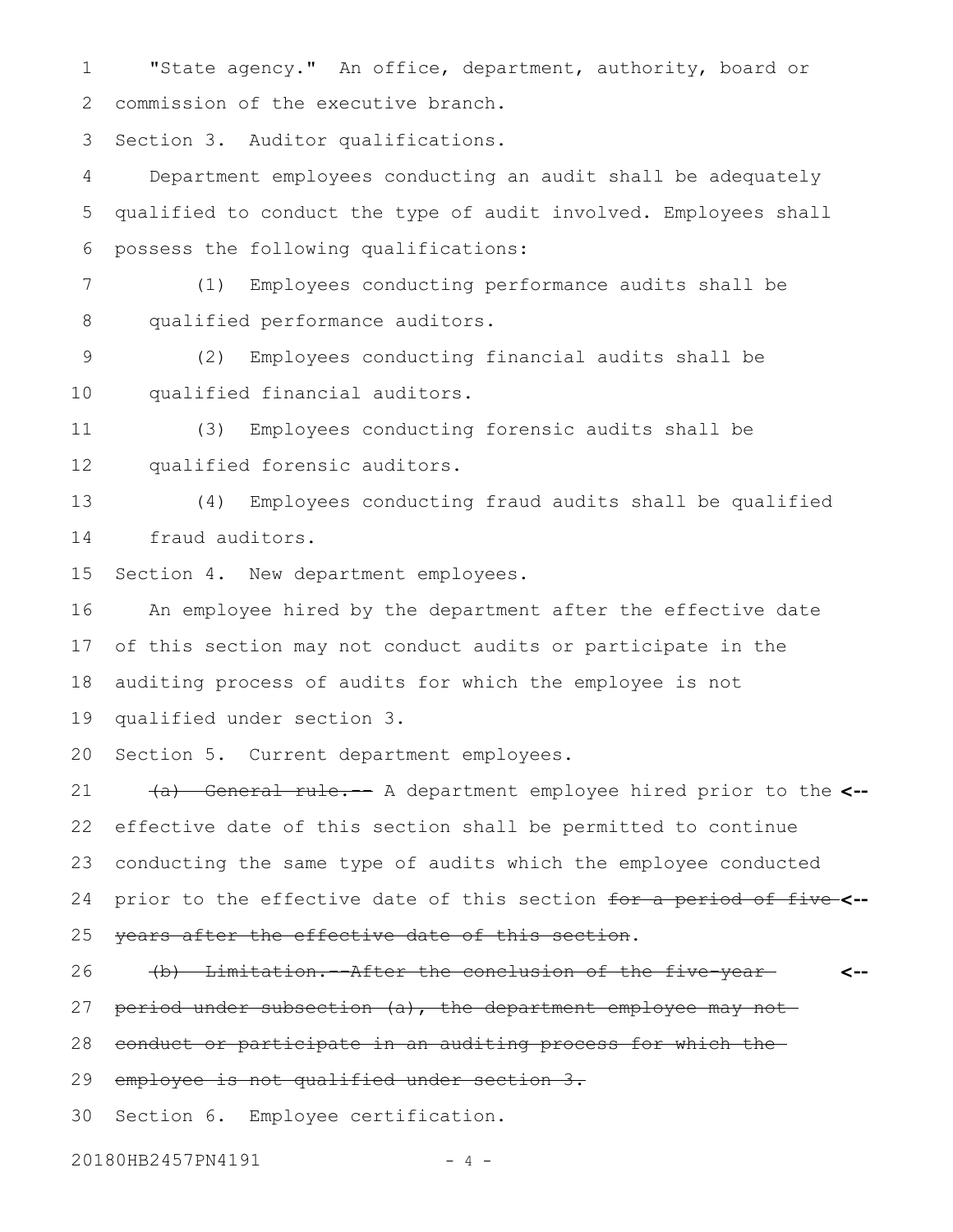"State agency." An office, department, authority, board or commission of the executive branch.

Section 3. Auditor qualifications.

Department employees conducting an audit shall be adequately qualified to conduct the type of audit involved. Employees shall possess the following qualifications:

(1) Employees conducting performance audits shall be qualified performance auditors.

(2) Employees conducting financial audits shall be qualified financial auditors.

(3) Employees conducting forensic audits shall be qualified forensic auditors.

(4) Employees conducting fraud audits shall be qualified fraud auditors.

Section 4. New department employees.

An employee hired by the department after the effective date of this section may not conduct audits or participate in the auditing process of audits for which the employee is not qualified under section 3.

Section 5. Current department employees.

~~(a) General rule.--~~ A department employee hired prior to the effective date of this section shall be permitted to continue conducting the same type of audits which the employee conducted prior to the effective date of this section ~~for a period of five years after the effective date of this section~~.

~~(b) Limitation.--After the conclusion of the five-year period under subsection (a), the department employee may not conduct or participate in an auditing process for which the employee is not qualified under section 3.~~

Section 6. Employee certification.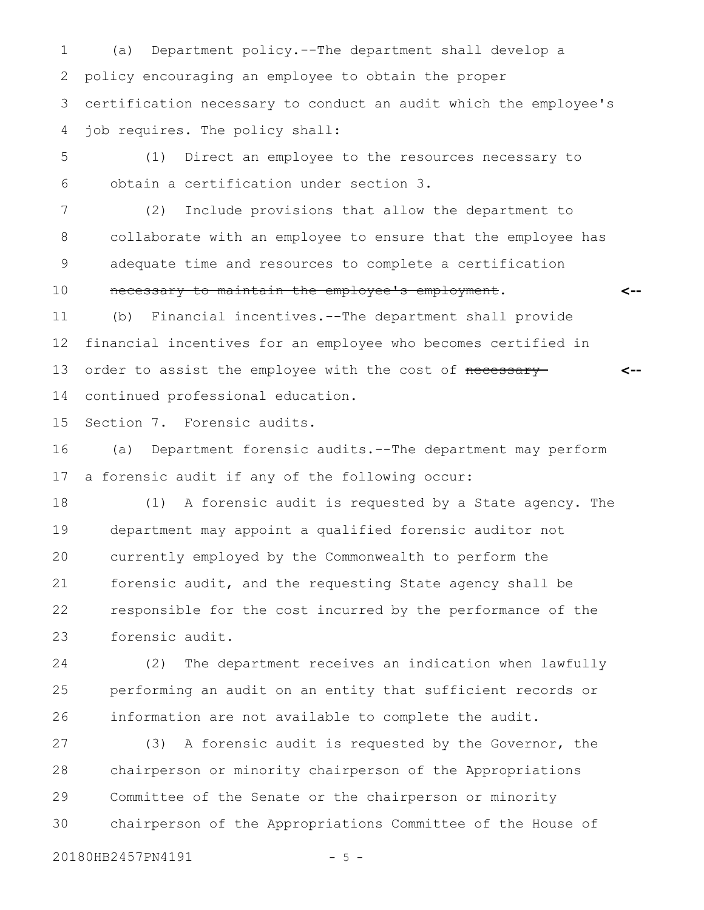(a) Department policy.--The department shall develop a policy encouraging an employee to obtain the proper certification necessary to conduct an audit which the employee's job requires. The policy shall:

(1) Direct an employee to the resources necessary to obtain a certification under section 3.

(2) Include provisions that allow the department to collaborate with an employee to ensure that the employee has adequate time and resources to complete a certification ~~necessary to maintain the employee's employment~~.

(b) Financial incentives.--The department shall provide financial incentives for an employee who becomes certified in order to assist the employee with the cost of ~~necessary~~ continued professional education.

Section 7. Forensic audits.

(a) Department forensic audits.--The department may perform a forensic audit if any of the following occur:

(1) A forensic audit is requested by a State agency. The department may appoint a qualified forensic auditor not currently employed by the Commonwealth to perform the forensic audit, and the requesting State agency shall be responsible for the cost incurred by the performance of the forensic audit.

(2) The department receives an indication when lawfully performing an audit on an entity that sufficient records or information are not available to complete the audit.

(3) A forensic audit is requested by the Governor, the chairperson or minority chairperson of the Appropriations Committee of the Senate or the chairperson or minority chairperson of the Appropriations Committee of the House of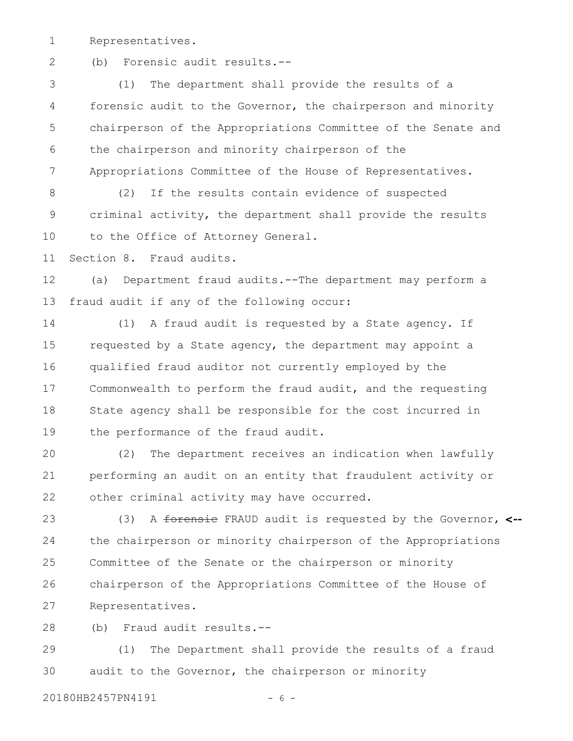Representatives.

(b) Forensic audit results.--

(1) The department shall provide the results of a forensic audit to the Governor, the chairperson and minority chairperson of the Appropriations Committee of the Senate and the chairperson and minority chairperson of the Appropriations Committee of the House of Representatives.

(2) If the results contain evidence of suspected criminal activity, the department shall provide the results to the Office of Attorney General.

Section 8. Fraud audits.

(a) Department fraud audits.--The department may perform a fraud audit if any of the following occur:

(1) A fraud audit is requested by a State agency. If requested by a State agency, the department may appoint a qualified fraud auditor not currently employed by the Commonwealth to perform the fraud audit, and the requesting State agency shall be responsible for the cost incurred in the performance of the fraud audit.

(2) The department receives an indication when lawfully performing an audit on an entity that fraudulent activity or other criminal activity may have occurred.

(3) A ~~forensic~~ FRAUD audit is requested by the Governor, **<--** the chairperson or minority chairperson of the Appropriations Committee of the Senate or the chairperson or minority chairperson of the Appropriations Committee of the House of Representatives.

(b) Fraud audit results.--

(1) The Department shall provide the results of a fraud audit to the Governor, the chairperson or minority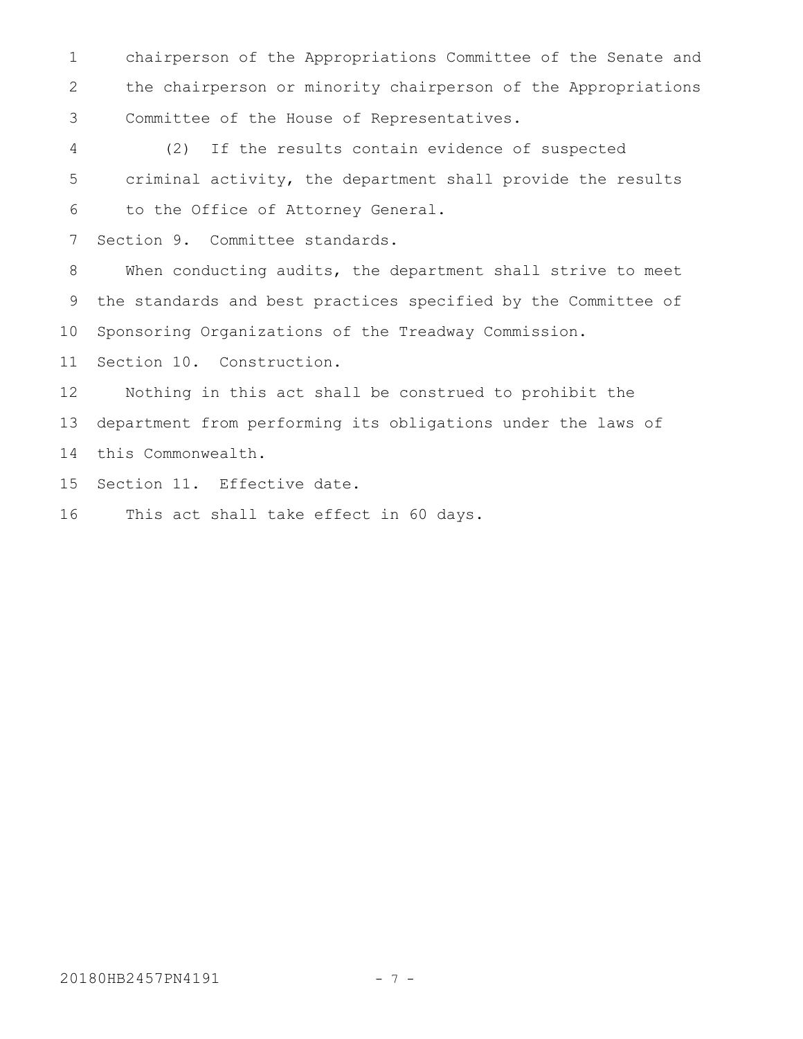chairperson of the Appropriations Committee of the Senate and the chairperson or minority chairperson of the Appropriations Committee of the House of Representatives.

(2) If the results contain evidence of suspected criminal activity, the department shall provide the results to the Office of Attorney General.

Section 9. Committee standards.

When conducting audits, the department shall strive to meet the standards and best practices specified by the Committee of Sponsoring Organizations of the Treadway Commission.

Section 10. Construction.

Nothing in this act shall be construed to prohibit the department from performing its obligations under the laws of this Commonwealth.

Section 11. Effective date.

This act shall take effect in 60 days.